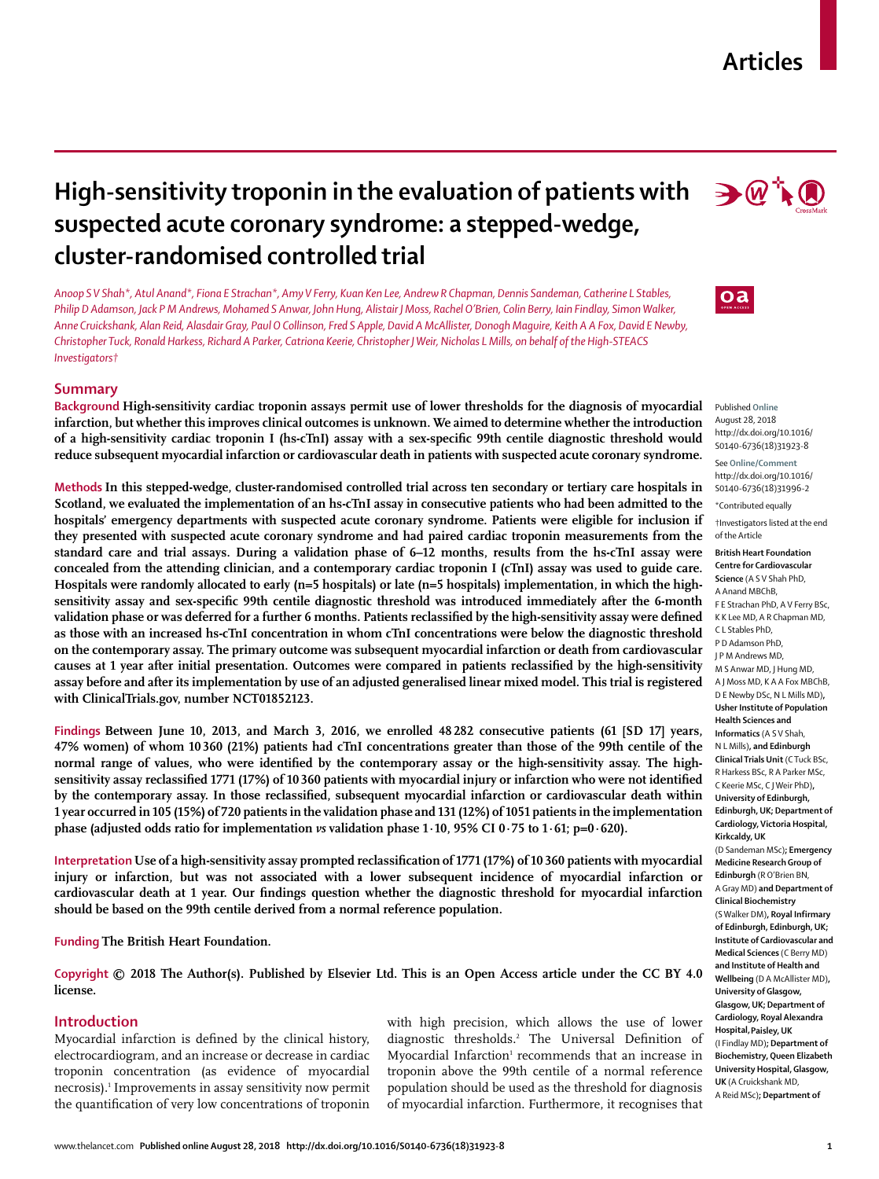# High-sensitivity troponin in the evaluation of patients with suspected acute coronary syndrome: a stepped-wedge, cluster-randomised controlled trial

*Anoop S V Shah\*, Atul Anand\*, Fiona E Strachan\*, Amy V Ferry, Kuan Ken Lee, Andrew R Chapman, Dennis Sandeman, Catherine L Stables, Philip D Adamson, Jack P M Andrews, Mohamed S Anwar, John Hung, Alistair J Moss, Rachel O'Brien, Colin Berry, Iain Findlay, Simon Walker, Anne Cruickshank, Alan Reid, Alasdair Gray, Paul O Collinson, Fred S Apple, David A McAllister, Donogh Maguire, Keith A A Fox, David E Newby, Christopher Tuck, Ronald Harkess, Richard A Parker, Catriona Keerie, Christopher J Weir, Nicholas L Mills, on behalf of the High-STEACS Investigators†*

## Summary

**Background** High-sensitivity cardiac troponin assays permit use of lower thresholds for the diagnosis of myocardial infarction, but whether this improves clinical outcomes is unknown. We aimed to determine whether the introduction of a high-sensitivity cardiac troponin I (hs-cTnI) assay with a sex-specific 99th centile diagnostic threshold would reduce subsequent myocardial infarction or cardiovascular death in patients with suspected acute coronary syndrome.

**Methods** In this stepped-wedge, cluster-randomised controlled trial across ten secondary or tertiary care hospitals in Scotland, we evaluated the implementation of an hs-cTnI assay in consecutive patients who had been admitted to the hospitals' emergency departments with suspected acute coronary syndrome. Patients were eligible for inclusion if they presented with suspected acute coronary syndrome and had paired cardiac troponin measurements from the standard care and trial assays. During a validation phase of 6–12 months, results from the hs-cTnI assay were concealed from the attending clinician, and a contemporary cardiac troponin I (cTnI) assay was used to guide care. Hospitals were randomly allocated to early (n=5 hospitals) or late (n=5 hospitals) implementation, in which the high-sensitivity assay and sex-specific 99th centile diagnostic threshold was introduced immediately after the 6-month validation phase or was deferred for a further 6 months. Patients reclassified by the high-sensitivity assay were defined as those with an increased hs-cTnI concentration in whom cTnI concentrations were below the diagnostic threshold on the contemporary assay. The primary outcome was subsequent myocardial infarction or death from cardiovascular causes at 1 year after initial presentation. Outcomes were compared in patients reclassified by the high-sensitivity assay before and after its implementation by use of an adjusted generalised linear mixed model. This trial is registered with ClinicalTrials.gov, number NCT01852123.

**Findings** Between June 10, 2013, and March 3, 2016, we enrolled 48 282 consecutive patients (61 [SD 17] years, 47% women) of whom 10 360 (21%) patients had cTnI concentrations greater than those of the 99th centile of the normal range of values, who were identified by the contemporary assay or the high-sensitivity assay. The high-sensitivity assay reclassified 1771 (17%) of 10 360 patients with myocardial injury or infarction who were not identified by the contemporary assay. In those reclassified, subsequent myocardial infarction or cardiovascular death within 1 year occurred in 105 (15%) of 720 patients in the validation phase and 131 (12%) of 1051 patients in the implementation phase (adjusted odds ratio for implementation *vs* validation phase 1·10, 95% CI 0·75 to 1·61; p=0·620).

**Interpretation** Use of a high-sensitivity assay prompted reclassification of 1771 (17%) of 10 360 patients with myocardial injury or infarction, but was not associated with a lower subsequent incidence of myocardial infarction or cardiovascular death at 1 year. Our findings question whether the diagnostic threshold for myocardial infarction should be based on the 99th centile derived from a normal reference population.

**Funding** The British Heart Foundation.

**Copyright** © 2018 The Author(s). Published by Elsevier Ltd. This is an Open Access article under the CC BY 4.0 license.

Published Online August 28, 2018 http://dx.doi.org/10.1016/S0140-6736(18)31923-8

See Online/Comment http://dx.doi.org/10.1016/S0140-6736(18)31996-2

\*Contributed equally

†Investigators listed at the end of the Article

**British Heart Foundation Centre for Cardiovascular Science** (A S V Shah PhD, A Anand MBChB, F E Strachan PhD, A V Ferry BSc, K K Lee MD, A R Chapman MD, C L Stables PhD, P D Adamson PhD, J P M Andrews MD, M S Anwar MD, J Hung MD, A J Moss MD, K A A Fox MBChB, D E Newby DSc, N L Mills MD), **Usher Institute of Population Health Sciences and Informatics** (A S V Shah, N L Mills), **and Edinburgh Clinical Trials Unit** (C Tuck BSc, R Harkess BSc, R A Parker MSc, C Keerie MSc, C J Weir PhD), **University of Edinburgh, Edinburgh, UK; Department of Cardiology, Victoria Hospital, Kirkcaldy, UK** (D Sandeman MSc); **Emergency Medicine Research Group of Edinburgh** (R O'Brien BN, A Gray MD) **and Department of Clinical Biochemistry** (S Walker DM), **Royal Infirmary of Edinburgh, Edinburgh, UK; Institute of Cardiovascular and Medical Sciences** (C Berry MD) **and Institute of Health and Wellbeing** (D A McAllister MD), **University of Glasgow, Glasgow, UK; Department of Cardiology, Royal Alexandra Hospital, Paisley, UK** (I Findlay MD); **Department of Biochemistry, Queen Elizabeth University Hospital, Glasgow, UK** (A Cruickshank MD, A Reid MSc); **Department of**

## Introduction

Myocardial infarction is defined by the clinical history, electrocardiogram, and an increase or decrease in cardiac troponin concentration (as evidence of myocardial necrosis).[1] Improvements in assay sensitivity now permit the quantification of very low concentrations of troponin with high precision, which allows the use of lower diagnostic thresholds.[2] The Universal Definition of Myocardial Infarction[1] recommends that an increase in troponin above the 99th centile of a normal reference population should be used as the threshold for diagnosis of myocardial infarction. Furthermore, it recognises that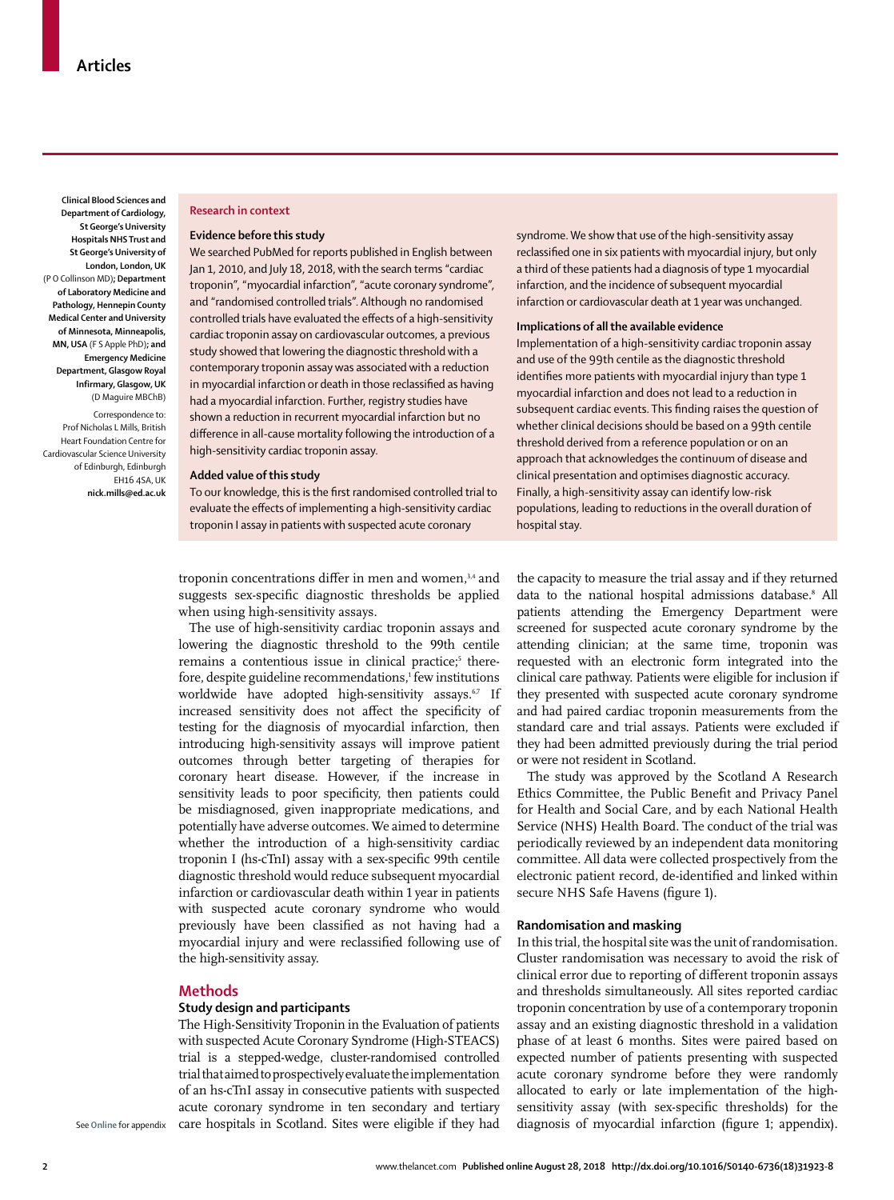Clinical Blood Sciences and Department of Cardiology, St George's University Hospitals NHS Trust and St George's University of London, London, UK (P O Collinson MD); Department of Laboratory Medicine and Pathology, Hennepin County Medical Center and University of Minnesota, Minneapolis, MN, USA (F S Apple PhD); and Emergency Medicine Department, Glasgow Royal Infirmary, Glasgow, UK (D Maguire MBChB)

Correspondence to: Prof Nicholas L Mills, British Heart Foundation Centre for Cardiovascular Science University of Edinburgh, Edinburgh EH16 4SA, UK **nick.mills@ed.ac.uk**

**Research in context**

**Evidence before this study**

We searched PubMed for reports published in English between Jan 1, 2010, and July 18, 2018, with the search terms "cardiac troponin", "myocardial infarction", "acute coronary syndrome", and "randomised controlled trials". Although no randomised controlled trials have evaluated the effects of a high-sensitivity cardiac troponin assay on cardiovascular outcomes, a previous study showed that lowering the diagnostic threshold with a contemporary troponin assay was associated with a reduction in myocardial infarction or death in those reclassified as having had a myocardial infarction. Further, registry studies have shown a reduction in recurrent myocardial infarction but no difference in all-cause mortality following the introduction of a high-sensitivity cardiac troponin assay.

**Added value of this study**

To our knowledge, this is the first randomised controlled trial to evaluate the effects of implementing a high-sensitivity cardiac troponin I assay in patients with suspected acute coronary syndrome. We show that use of the high-sensitivity assay reclassified one in six patients with myocardial injury, but only a third of these patients had a diagnosis of type 1 myocardial infarction, and the incidence of subsequent myocardial infarction or cardiovascular death at 1 year was unchanged.

**Implications of all the available evidence**

Implementation of a high-sensitivity cardiac troponin assay and use of the 99th centile as the diagnostic threshold identifies more patients with myocardial injury than type 1 myocardial infarction and does not lead to a reduction in subsequent cardiac events. This finding raises the question of whether clinical decisions should be based on a 99th centile threshold derived from a reference population or on an approach that acknowledges the continuum of disease and clinical presentation and optimises diagnostic accuracy. Finally, a high-sensitivity assay can identify low-risk populations, leading to reductions in the overall duration of hospital stay.

troponin concentrations differ in men and women,[3,4] and suggests sex-specific diagnostic thresholds be applied when using high-sensitivity assays.

The use of high-sensitivity cardiac troponin assays and lowering the diagnostic threshold to the 99th centile remains a contentious issue in clinical practice;[5] therefore, despite guideline recommendations,[1] few institutions worldwide have adopted high-sensitivity assays.[6,7] If increased sensitivity does not affect the specificity of testing for the diagnosis of myocardial infarction, then introducing high-sensitivity assays will improve patient outcomes through better targeting of therapies for coronary heart disease. However, if the increase in sensitivity leads to poor specificity, then patients could be misdiagnosed, given inappropriate medications, and potentially have adverse outcomes. We aimed to determine whether the introduction of a high-sensitivity cardiac troponin I (hs-cTnI) assay with a sex-specific 99th centile diagnostic threshold would reduce subsequent myocardial infarction or cardiovascular death within 1 year in patients with suspected acute coronary syndrome who would previously have been classified as not having had a myocardial injury and were reclassified following use of the high-sensitivity assay.

## Methods

### Study design and participants

The High-Sensitivity Troponin in the Evaluation of patients with suspected Acute Coronary Syndrome (High-STEACS) trial is a stepped-wedge, cluster-randomised controlled trial that aimed to prospectively evaluate the implementation of an hs-cTnI assay in consecutive patients with suspected acute coronary syndrome in ten secondary and tertiary care hospitals in Scotland. Sites were eligible if they had the capacity to measure the trial assay and if they returned data to the national hospital admissions database.[8] All patients attending the Emergency Department were screened for suspected acute coronary syndrome by the attending clinician; at the same time, troponin was requested with an electronic form integrated into the clinical care pathway. Patients were eligible for inclusion if they presented with suspected acute coronary syndrome and had paired cardiac troponin measurements from the standard care and trial assays. Patients were excluded if they had been admitted previously during the trial period or were not resident in Scotland.

See **Online** for appendix

The study was approved by the Scotland A Research Ethics Committee, the Public Benefit and Privacy Panel for Health and Social Care, and by each National Health Service (NHS) Health Board. The conduct of the trial was periodically reviewed by an independent data monitoring committee. All data were collected prospectively from the electronic patient record, de-identified and linked within secure NHS Safe Havens (figure 1).

### Randomisation and masking

In this trial, the hospital site was the unit of randomisation. Cluster randomisation was necessary to avoid the risk of clinical error due to reporting of different troponin assays and thresholds simultaneously. All sites reported cardiac troponin concentration by use of a contemporary troponin assay and an existing diagnostic threshold in a validation phase of at least 6 months. Sites were paired based on expected number of patients presenting with suspected acute coronary syndrome before they were randomly allocated to early or late implementation of the high-sensitivity assay (with sex-specific thresholds) for the diagnosis of myocardial infarction (figure 1; appendix).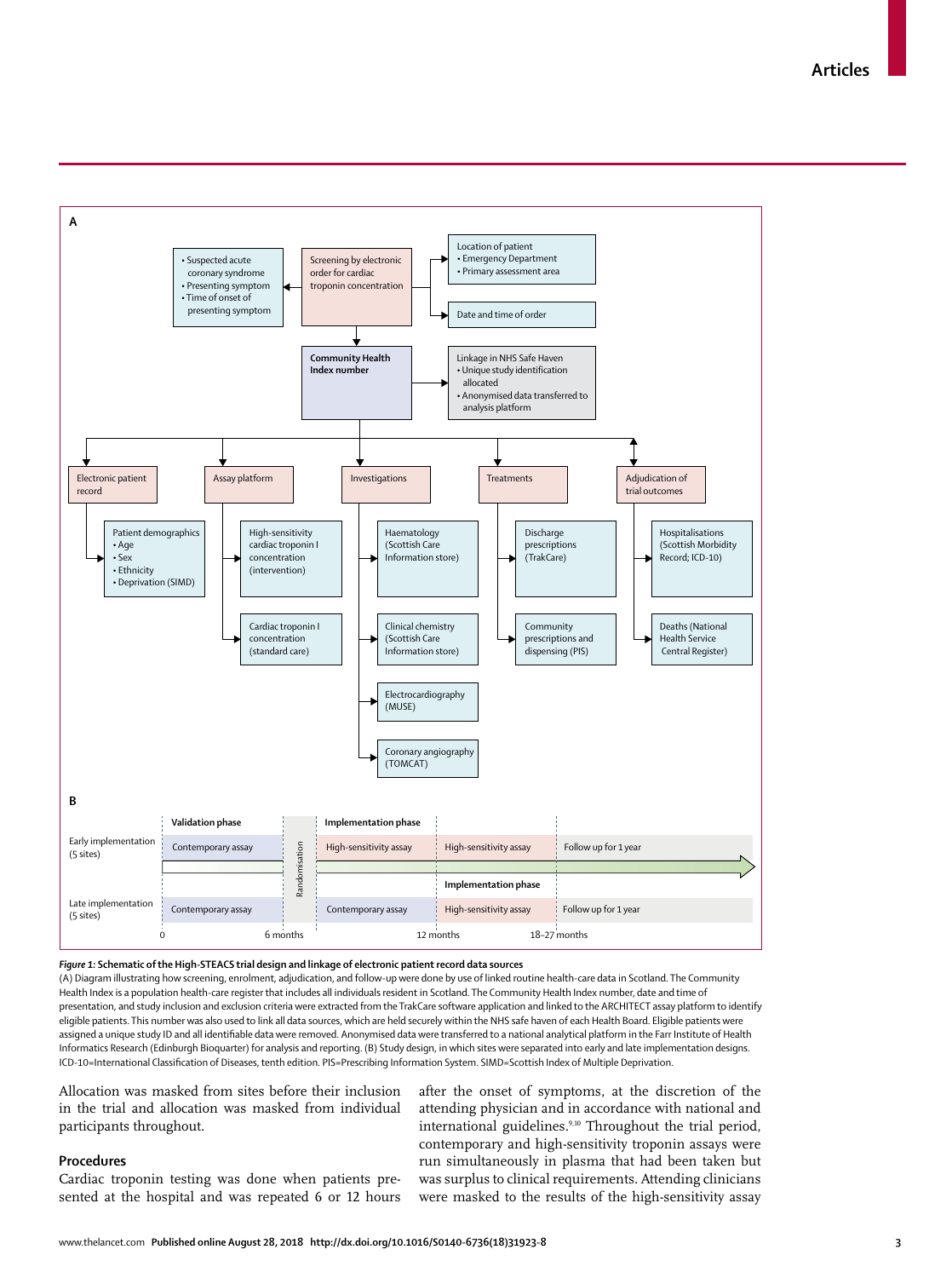**Figure 1: Schematic of the High-STEACS trial design and linkage of electronic patient record data sources**

(A) Diagram illustrating how screening, enrolment, adjudication, and follow-up were done by use of linked routine health-care data in Scotland. The Community Health Index is a population health-care register that includes all individuals resident in Scotland. The Community Health Index number, date and time of presentation, and study inclusion and exclusion criteria were extracted from the TrakCare software application and linked to the ARCHITECT assay platform to identify eligible patients. This number was also used to link all data sources, which are held securely within the NHS safe haven of each Health Board. Eligible patients were assigned a unique study ID and all identifiable data were removed. Anonymised data were transferred to a national analytical platform in the Farr Institute of Health Informatics Research (Edinburgh Bioquarter) for analysis and reporting. (B) Study design, in which sites were separated into early and late implementation designs. ICD-10=International Classification of Diseases, tenth edition. PIS=Prescribing Information System. SIMD=Scottish Index of Multiple Deprivation.

Allocation was masked from sites before their inclusion in the trial and allocation was masked from individual participants throughout.

## Procedures

Cardiac troponin testing was done when patients presented at the hospital and was repeated 6 or 12 hours after the onset of symptoms, at the discretion of the attending physician and in accordance with national and international guidelines.[9,10] Throughout the trial period, contemporary and high-sensitivity troponin assays were run simultaneously in plasma that had been taken but was surplus to clinical requirements. Attending clinicians were masked to the results of the high-sensitivity assay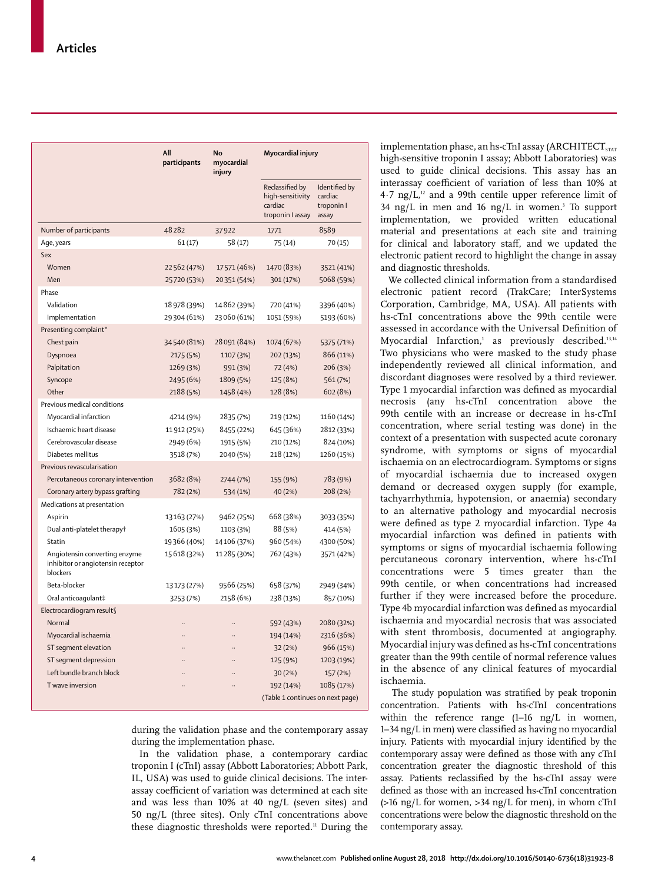| | All participants | No myocardial injury | Myocardial injury | |
|---|---|---|---|---|
| | | | Reclassified by high-sensitivity cardiac troponin I assay | Identified by cardiac troponin I assay |
| Number of participants | 48282 | 37922 | 1771 | 8589 |
| Age, years | 61 (17) | 58 (17) | 75 (14) | 70 (15) |
| Sex | | | | |
| Women | 22562 (47%) | 17571 (46%) | 1470 (83%) | 3521 (41%) |
| Men | 25720 (53%) | 20351 (54%) | 301 (17%) | 5068 (59%) |
| Phase | | | | |
| Validation | 18978 (39%) | 14862 (39%) | 720 (41%) | 3396 (40%) |
| Implementation | 29304 (61%) | 23060 (61%) | 1051 (59%) | 5193 (60%) |
| Presenting complaint* | | | | |
| Chest pain | 34540 (81%) | 28091 (84%) | 1074 (67%) | 5375 (71%) |
| Dyspnoea | 2175 (5%) | 1107 (3%) | 202 (13%) | 866 (11%) |
| Palpitation | 1269 (3%) | 991 (3%) | 72 (4%) | 206 (3%) |
| Syncope | 2495 (6%) | 1809 (5%) | 125 (8%) | 561 (7%) |
| Other | 2188 (5%) | 1458 (4%) | 128 (8%) | 602 (8%) |
| Previous medical conditions | | | | |
| Myocardial infarction | 4214 (9%) | 2835 (7%) | 219 (12%) | 1160 (14%) |
| Ischaemic heart disease | 11912 (25%) | 8455 (22%) | 645 (36%) | 2812 (33%) |
| Cerebrovascular disease | 2949 (6%) | 1915 (5%) | 210 (12%) | 824 (10%) |
| Diabetes mellitus | 3518 (7%) | 2040 (5%) | 218 (12%) | 1260 (15%) |
| Previous revascularisation | | | | |
| Percutaneous coronary intervention | 3682 (8%) | 2744 (7%) | 155 (9%) | 783 (9%) |
| Coronary artery bypass grafting | 782 (2%) | 534 (1%) | 40 (2%) | 208 (2%) |
| Medications at presentation | | | | |
| Aspirin | 13163 (27%) | 9462 (25%) | 668 (38%) | 3033 (35%) |
| Dual anti-platelet therapy† | 1605 (3%) | 1103 (3%) | 88 (5%) | 414 (5%) |
| Statin | 19366 (40%) | 14106 (37%) | 960 (54%) | 4300 (50%) |
| Angiotensin converting enzyme inhibitor or angiotensin receptor blockers | 15618 (32%) | 11285 (30%) | 762 (43%) | 3571 (42%) |
| Beta-blocker | 13173 (27%) | 9566 (25%) | 658 (37%) | 2949 (34%) |
| Oral anticoagulant‡ | 3253 (7%) | 2158 (6%) | 238 (13%) | 857 (10%) |
| Electrocardiogram result§ | | | | |
| Normal | .. | .. | 592 (43%) | 2080 (32%) |
| Myocardial ischaemia | .. | .. | 194 (14%) | 2316 (36%) |
| ST segment elevation | .. | .. | 32 (2%) | 966 (15%) |
| ST segment depression | .. | .. | 125 (9%) | 1203 (19%) |
| Left bundle branch block | .. | .. | 30 (2%) | 157 (2%) |
| T wave inversion | .. | .. | 192 (14%) | 1085 (17%) |

(Table 1 continues on next page)

during the validation phase and the contemporary assay during the implementation phase.

In the validation phase, a contemporary cardiac troponin I (cTnI) assay (Abbott Laboratories; Abbott Park, IL, USA) was used to guide clinical decisions. The inter-assay coefficient of variation was determined at each site and was less than 10% at 40 ng/L (seven sites) and 50 ng/L (three sites). Only cTnI concentrations above these diagnostic thresholds were reported.[11] During the implementation phase, an hs-cTnI assay (ARCHITECT$_{STAT}$ high-sensitive troponin I assay; Abbott Laboratories) was used to guide clinical decisions. This assay has an interassay coefficient of variation of less than 10% at 4·7 ng/L,[12] and a 99th centile upper reference limit of 34 ng/L in men and 16 ng/L in women.[3] To support implementation, we provided written educational material and presentations at each site and training for clinical and laboratory staff, and we updated the electronic patient record to highlight the change in assay and diagnostic thresholds.

We collected clinical information from a standardised electronic patient record (TrakCare; InterSystems Corporation, Cambridge, MA, USA). All patients with hs-cTnI concentrations above the 99th centile were assessed in accordance with the Universal Definition of Myocardial Infarction,[1] as previously described.[13,14] Two physicians who were masked to the study phase independently reviewed all clinical information, and discordant diagnoses were resolved by a third reviewer. Type 1 myocardial infarction was defined as myocardial necrosis (any hs-cTnI concentration above the 99th centile with an increase or decrease in hs-cTnI concentration, where serial testing was done) in the context of a presentation with suspected acute coronary syndrome, with symptoms or signs of myocardial ischaemia on an electrocardiogram. Symptoms or signs of myocardial ischaemia due to increased oxygen demand or decreased oxygen supply (for example, tachyarrhythmia, hypotension, or anaemia) secondary to an alternative pathology and myocardial necrosis were defined as type 2 myocardial infarction. Type 4a myocardial infarction was defined in patients with symptoms or signs of myocardial ischaemia following percutaneous coronary intervention, where hs-cTnI concentrations were 5 times greater than the 99th centile, or when concentrations had increased further if they were increased before the procedure. Type 4b myocardial infarction was defined as myocardial ischaemia and myocardial necrosis that was associated with stent thrombosis, documented at angiography. Myocardial injury was defined as hs-cTnI concentrations greater than the 99th centile of normal reference values in the absence of any clinical features of myocardial ischaemia.

The study population was stratified by peak troponin concentration. Patients with hs-cTnI concentrations within the reference range (1–16 ng/L in women, 1–34 ng/L in men) were classified as having no myocardial injury. Patients with myocardial injury identified by the contemporary assay were defined as those with any cTnI concentration greater the diagnostic threshold of this assay. Patients reclassified by the hs-cTnI assay were defined as those with an increased hs-cTnI concentration (>16 ng/L for women, >34 ng/L for men), in whom cTnI concentrations were below the diagnostic threshold on the contemporary assay.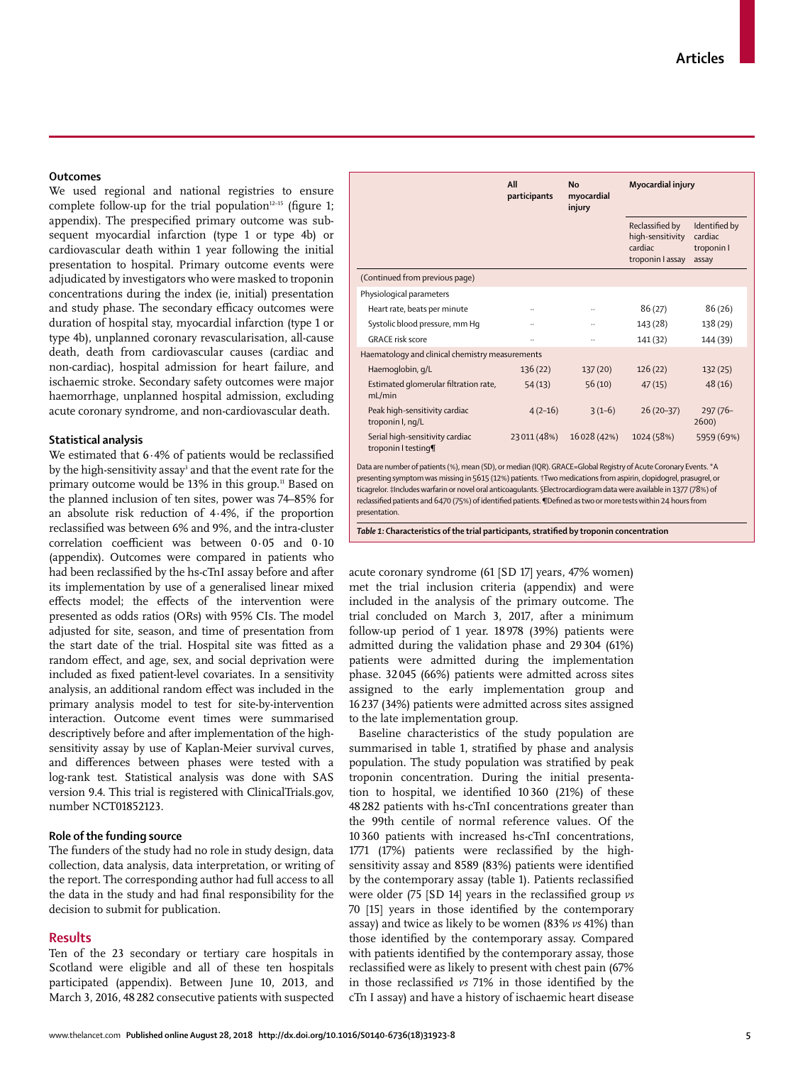### Outcomes

We used regional and national registries to ensure complete follow-up for the trial population[12–15] (figure 1; appendix). The prespecified primary outcome was subsequent myocardial infarction (type 1 or type 4b) or cardiovascular death within 1 year following the initial presentation to hospital. Primary outcome events were adjudicated by investigators who were masked to troponin concentrations during the index (ie, initial) presentation and study phase. The secondary efficacy outcomes were duration of hospital stay, myocardial infarction (type 1 or type 4b), unplanned coronary revascularisation, all-cause death, death from cardiovascular causes (cardiac and non-cardiac), hospital admission for heart failure, and ischaemic stroke. Secondary safety outcomes were major haemorrhage, unplanned hospital admission, excluding acute coronary syndrome, and non-cardiovascular death.

### Statistical analysis

We estimated that 6·4% of patients would be reclassified by the high-sensitivity assay[3] and that the event rate for the primary outcome would be 13% in this group.[11] Based on the planned inclusion of ten sites, power was 74–85% for an absolute risk reduction of 4·4%, if the proportion reclassified was between 6% and 9%, and the intra-cluster correlation coefficient was between 0·05 and 0·10 (appendix). Outcomes were compared in patients who had been reclassified by the hs-cTnI assay before and after its implementation by use of a generalised linear mixed effects model; the effects of the intervention were presented as odds ratios (ORs) with 95% CIs. The model adjusted for site, season, and time of presentation from the start date of the trial. Hospital site was fitted as a random effect, and age, sex, and social deprivation were included as fixed patient-level covariates. In a sensitivity analysis, an additional random effect was included in the primary analysis model to test for site-by-intervention interaction. Outcome event times were summarised descriptively before and after implementation of the high-sensitivity assay by use of Kaplan-Meier survival curves, and differences between phases were tested with a log-rank test. Statistical analysis was done with SAS version 9.4. This trial is registered with ClinicalTrials.gov, number NCT01852123.

### Role of the funding source

The funders of the study had no role in study design, data collection, data analysis, data interpretation, or writing of the report. The corresponding author had full access to all the data in the study and had final responsibility for the decision to submit for publication.

## Results

Ten of the 23 secondary or tertiary care hospitals in Scotland were eligible and all of these ten hospitals participated (appendix). Between June 10, 2013, and March 3, 2016, 48 282 consecutive patients with suspected acute coronary syndrome (61 [SD 17] years, 47% women) met the trial inclusion criteria (appendix) and were included in the analysis of the primary outcome. The trial concluded on March 3, 2017, after a minimum follow-up period of 1 year. 18 978 (39%) patients were admitted during the validation phase and 29 304 (61%) patients were admitted during the implementation phase. 32 045 (66%) patients were admitted across sites assigned to the early implementation group and 16 237 (34%) patients were admitted across sites assigned to the late implementation group.

Baseline characteristics of the study population are summarised in table 1, stratified by phase and analysis population. The study population was stratified by peak troponin concentration. During the initial presentation to hospital, we identified 10 360 (21%) of these 48 282 patients with hs-cTnI concentrations greater than the 99th centile of normal reference values. Of the 10 360 patients with increased hs-cTnI concentrations, 1771 (17%) patients were reclassified by the high-sensitivity assay and 8589 (83%) patients were identified by the contemporary assay (table 1). Patients reclassified were older (75 [SD 14] years in the reclassified group *vs* 70 [15] years in those identified by the contemporary assay) and twice as likely to be women (83% *vs* 41%) than those identified by the contemporary assay. Compared with patients identified by the contemporary assay, those reclassified were as likely to present with chest pain (67% in those reclassified *vs* 71% in those identified by the cTn I assay) and have a history of ischaemic heart disease

| | All participants | No myocardial injury | Myocardial injury | |
|---|---|---|---|---|
| | | | Reclassified by high-sensitivity cardiac troponin I assay | Identified by cardiac troponin I assay |
| (Continued from previous page) | | | | |
| **Physiological parameters** | | | | |
| Heart rate, beats per minute | .. | .. | 86 (27) | 86 (26) |
| Systolic blood pressure, mm Hg | .. | .. | 143 (28) | 138 (29) |
| GRACE risk score | .. | .. | 141 (32) | 144 (39) |
| **Haematology and clinical chemistry measurements** | | | | |
| Haemoglobin, g/L | 136 (22) | 137 (20) | 126 (22) | 132 (25) |
| Estimated glomerular filtration rate, mL/min | 54 (13) | 56 (10) | 47 (15) | 48 (16) |
| Peak high-sensitivity cardiac troponin I, ng/L | 4 (2–16) | 3 (1–6) | 26 (20–37) | 297 (76–2600) |
| Serial high-sensitivity cardiac troponin I testing¶ | 23 011 (48%) | 16 028 (42%) | 1024 (58%) | 5959 (69%) |

Data are number of patients (%), mean (SD), or median (IQR). GRACE=Global Registry of Acute Coronary Events. *A presenting symptom was missing in 5615 (12%) patients. †Two medications from aspirin, clopidogrel, prasugrel, or ticagrelor. ‡Includes warfarin or novel oral anticoagulants. §Electrocardiogram data were available in 1377 (78%) of reclassified patients and 6470 (75%) of identified patients. ¶Defined as two or more tests within 24 hours from presentation.

***Table 1:*** **Characteristics of the trial participants, stratified by troponin concentration**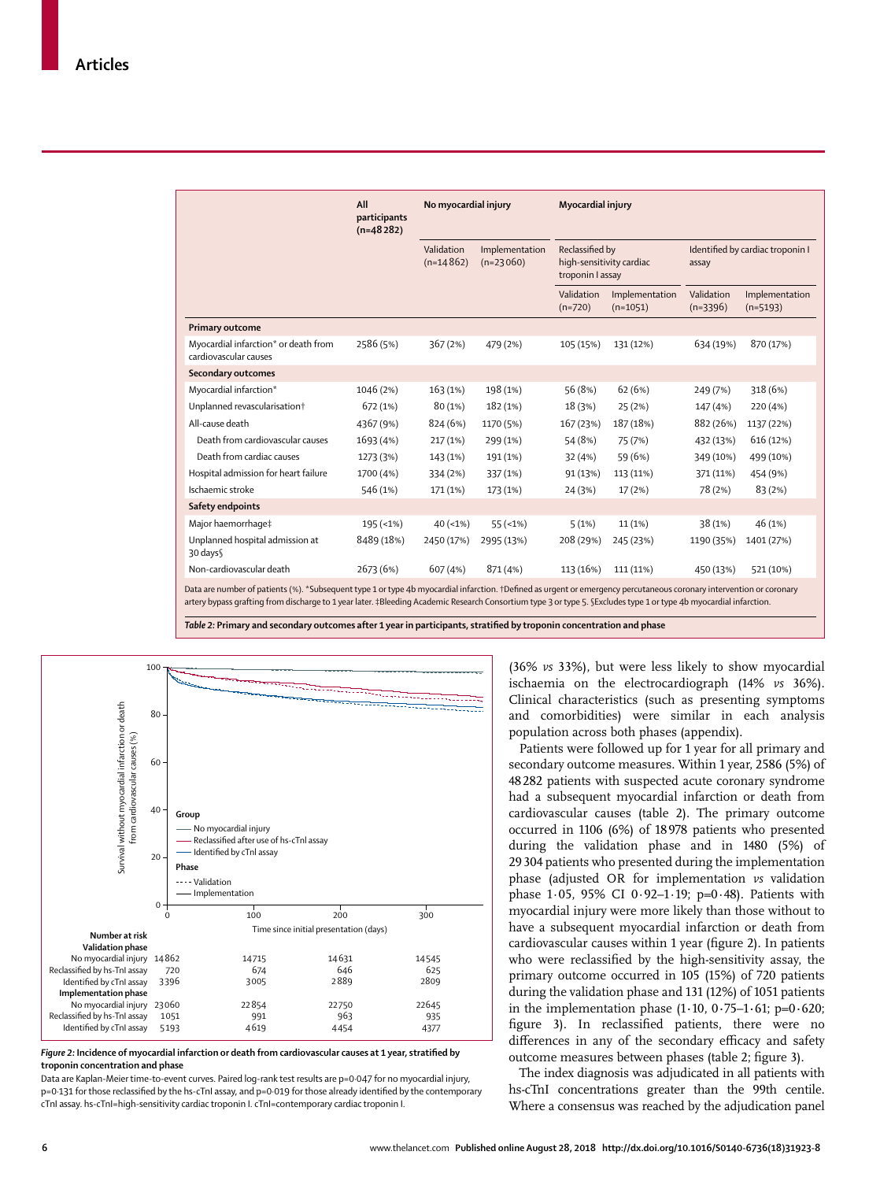| | All participants (n=48 282) | No myocardial injury | | Myocardial injury | | | |
|---|---|---|---|---|---|---|---|
| | | Validation (n=14 862) | Implementation (n=23 060) | Reclassified by high-sensitivity cardiac troponin I assay | | Identified by cardiac troponin I assay | |
| | | | | Validation (n=720) | Implementation (n=1051) | Validation (n=3396) | Implementation (n=5193) |
| **Primary outcome** | | | | | | | |
| Myocardial infarction* or death from cardiovascular causes | 2586 (5%) | 367 (2%) | 479 (2%) | 105 (15%) | 131 (12%) | 634 (19%) | 870 (17%) |
| **Secondary outcomes** | | | | | | | |
| Myocardial infarction* | 1046 (2%) | 163 (1%) | 198 (1%) | 56 (8%) | 62 (6%) | 249 (7%) | 318 (6%) |
| Unplanned revascularisation† | 672 (1%) | 80 (1%) | 182 (1%) | 18 (3%) | 25 (2%) | 147 (4%) | 220 (4%) |
| All-cause death | 4367 (9%) | 824 (6%) | 1170 (5%) | 167 (23%) | 187 (18%) | 882 (26%) | 1137 (22%) |
| Death from cardiovascular causes | 1693 (4%) | 217 (1%) | 299 (1%) | 54 (8%) | 75 (7%) | 432 (13%) | 616 (12%) |
| Death from cardiac causes | 1273 (3%) | 143 (1%) | 191 (1%) | 32 (4%) | 59 (6%) | 349 (10%) | 499 (10%) |
| Hospital admission for heart failure | 1700 (4%) | 334 (2%) | 337 (1%) | 91 (13%) | 113 (11%) | 371 (11%) | 454 (9%) |
| Ischaemic stroke | 546 (1%) | 171 (1%) | 173 (1%) | 24 (3%) | 17 (2%) | 78 (2%) | 83 (2%) |
| **Safety endpoints** | | | | | | | |
| Major haemorrhage‡ | 195 (<1%) | 40 (<1%) | 55 (<1%) | 5 (1%) | 11 (1%) | 38 (1%) | 46 (1%) |
| Unplanned hospital admission at 30 days§ | 8489 (18%) | 2450 (17%) | 2995 (13%) | 208 (29%) | 245 (23%) | 1190 (35%) | 1401 (27%) |
| Non-cardiovascular death | 2673 (6%) | 607 (4%) | 871 (4%) | 113 (16%) | 111 (11%) | 450 (13%) | 521 (10%) |

Data are number of patients (%). *Subsequent type 1 or type 4b myocardial infarction. †Defined as urgent or emergency percutaneous coronary intervention or coronary artery bypass grafting from discharge to 1 year later. ‡Bleeding Academic Research Consortium type 3 or type 5. §Excludes type 1 or type 4b myocardial infarction.

***Table 2:*** **Primary and secondary outcomes after 1 year in participants, stratified by troponin concentration and phase**

| Number at risk | 0 | 100 | 200 | 300 |
|---|---|---|---|---|
| **Validation phase** | | | | |
| No myocardial injury | 14 862 | 14 715 | 14 631 | 14 545 |
| Reclassified by hs-TnI assay | 720 | 674 | 646 | 625 |
| Identified by cTnI assay | 3396 | 3005 | 2889 | 2809 |
| **Implementation phase** | | | | |
| No myocardial injury | 23 060 | 22 854 | 22 750 | 22 645 |
| Reclassified by hs-TnI assay | 1051 | 991 | 963 | 935 |
| Identified by cTnI assay | 5193 | 4619 | 4454 | 4377 |

***Figure 2:*** **Incidence of myocardial infarction or death from cardiovascular causes at 1 year, stratified by troponin concentration and phase**

Data are Kaplan-Meier time-to-event curves. Paired log-rank test results are p=0·047 for no myocardial injury, p=0·131 for those reclassified by the hs-cTnI assay, and p=0·019 for those already identified by the contemporary cTnI assay. hs-cTnI=high-sensitivity cardiac troponin I. cTnI=contemporary cardiac troponin I.

(36% *vs* 33%), but were less likely to show myocardial ischaemia on the electrocardiograph (14% *vs* 36%). Clinical characteristics (such as presenting symptoms and comorbidities) were similar in each analysis population across both phases (appendix).

Patients were followed up for 1 year for all primary and secondary outcome measures. Within 1 year, 2586 (5%) of 48 282 patients with suspected acute coronary syndrome had a subsequent myocardial infarction or death from cardiovascular causes (table 2). The primary outcome occurred in 1106 (6%) of 18 978 patients who presented during the validation phase and in 1480 (5%) of 29 304 patients who presented during the implementation phase (adjusted OR for implementation *vs* validation phase 1·05, 95% CI 0·92–1·19; p=0·48). Patients with myocardial injury were more likely than those without to have a subsequent myocardial infarction or death from cardiovascular causes within 1 year (figure 2). In patients who were reclassified by the high-sensitivity assay, the primary outcome occurred in 105 (15%) of 720 patients during the validation phase and 131 (12%) of 1051 patients in the implementation phase (1·10, 0·75–1·61; p=0·620; figure 3). In reclassified patients, there were no differences in any of the secondary efficacy and safety outcome measures between phases (table 2; figure 3).

The index diagnosis was adjudicated in all patients with hs-cTnI concentrations greater than the 99th centile. Where a consensus was reached by the adjudication panel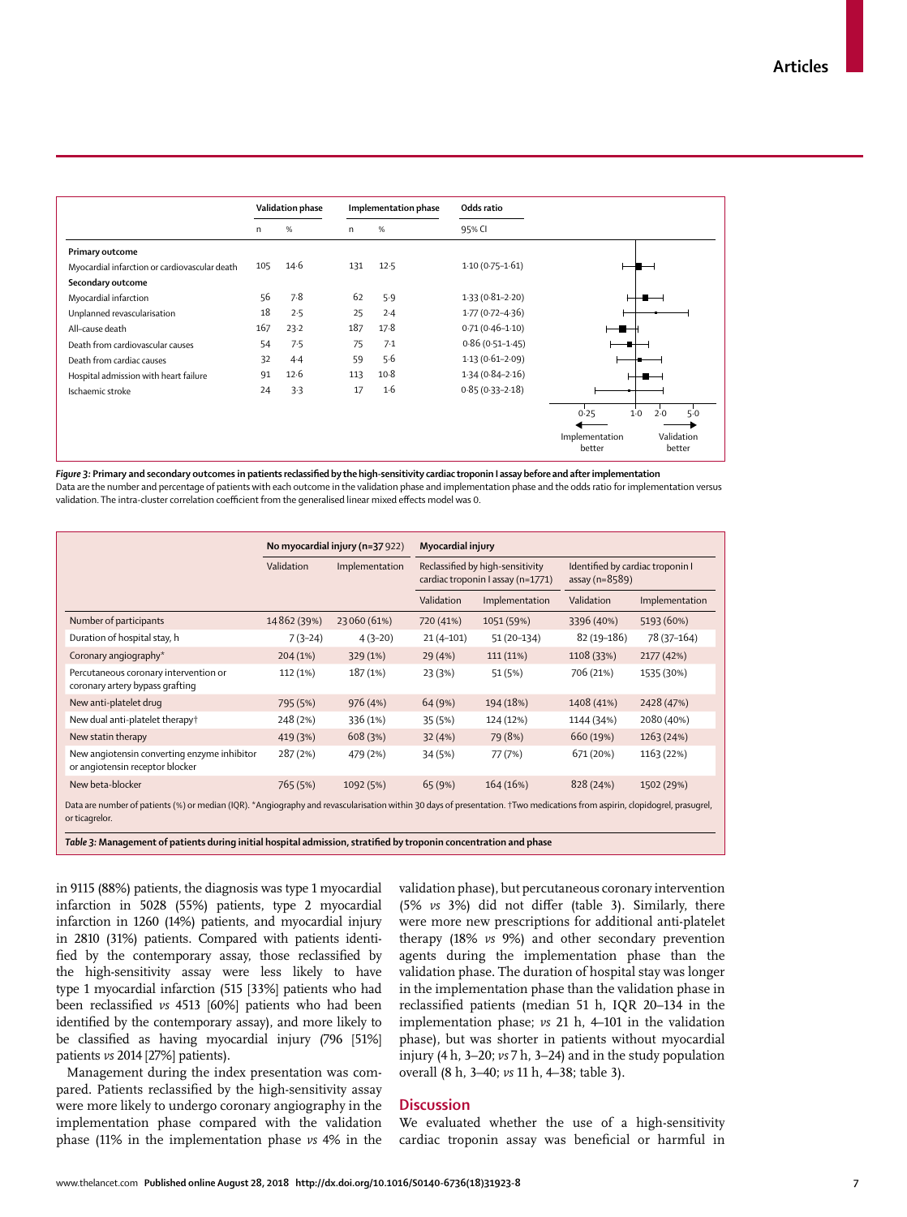| | Validation phase | | Implementation phase | | Odds ratio |
|---|---|---|---|---|---|
| | n | % | n | % | 95% CI |
| **Primary outcome** | | | | | |
| Myocardial infarction or cardiovascular death | 105 | 14·6 | 131 | 12·5 | 1·10 (0·75–1·61) |
| **Secondary outcome** | | | | | |
| Myocardial infarction | 56 | 7·8 | 62 | 5·9 | 1·33 (0·81–2·20) |
| Unplanned revascularisation | 18 | 2·5 | 25 | 2·4 | 1·77 (0·72–4·36) |
| All-cause death | 167 | 23·2 | 187 | 17·8 | 0·71 (0·46–1·10) |
| Death from cardiovascular causes | 54 | 7·5 | 75 | 7·1 | 0·86 (0·51–1·45) |
| Death from cardiac causes | 32 | 4·4 | 59 | 5·6 | 1·13 (0·61–2·09) |
| Hospital admission with heart failure | 91 | 12·6 | 113 | 10·8 | 1·34 (0·84–2·16) |
| Ischaemic stroke | 24 | 3·3 | 17 | 1·6 | 0·85 (0·33–2·18) |

Axis: 0·25, 1·0, 2·0, 5·0 — ← Implementation better | Validation better →

*Figure 3:* **Primary and secondary outcomes in patients reclassified by the high-sensitivity cardiac troponin I assay before and after implementation**
Data are the number and percentage of patients with each outcome in the validation phase and implementation phase and the odds ratio for implementation versus validation. The intra-cluster correlation coefficient from the generalised linear mixed effects model was 0.

| | No myocardial injury (n=37 922) | | Myocardial injury | | | |
|---|---|---|---|---|---|---|
| | | | Reclassified by high-sensitivity cardiac troponin I assay (n=1771) | | Identified by cardiac troponin I assay (n=8589) | |
| | Validation | Implementation | Validation | Implementation | Validation | Implementation |
| Number of participants | 14 862 (39%) | 23 060 (61%) | 720 (41%) | 1051 (59%) | 3396 (40%) | 5193 (60%) |
| Duration of hospital stay, h | 7 (3–24) | 4 (3–20) | 21 (4–101) | 51 (20–134) | 82 (19–186) | 78 (37–164) |
| Coronary angiography* | 204 (1%) | 329 (1%) | 29 (4%) | 111 (11%) | 1108 (33%) | 2177 (42%) |
| Percutaneous coronary intervention or coronary artery bypass grafting | 112 (1%) | 187 (1%) | 23 (3%) | 51 (5%) | 706 (21%) | 1535 (30%) |
| New anti-platelet drug | 795 (5%) | 976 (4%) | 64 (9%) | 194 (18%) | 1408 (41%) | 2428 (47%) |
| New dual anti-platelet therapy† | 248 (2%) | 336 (1%) | 35 (5%) | 124 (12%) | 1144 (34%) | 2080 (40%) |
| New statin therapy | 419 (3%) | 608 (3%) | 32 (4%) | 79 (8%) | 660 (19%) | 1263 (24%) |
| New angiotensin converting enzyme inhibitor or angiotensin receptor blocker | 287 (2%) | 479 (2%) | 34 (5%) | 77 (7%) | 671 (20%) | 1163 (22%) |
| New beta-blocker | 765 (5%) | 1092 (5%) | 65 (9%) | 164 (16%) | 828 (24%) | 1502 (29%) |

Data are number of patients (%) or median (IQR). *Angiography and revascularisation within 30 days of presentation. †Two medications from aspirin, clopidogrel, prasugrel, or ticagrelor.

*Table 3:* **Management of patients during initial hospital admission, stratified by troponin concentration and phase**

in 9115 (88%) patients, the diagnosis was type 1 myocardial infarction in 5028 (55%) patients, type 2 myocardial infarction in 1260 (14%) patients, and myocardial injury in 2810 (31%) patients. Compared with patients identified by the contemporary assay, those reclassified by the high-sensitivity assay were less likely to have type 1 myocardial infarction (515 [33%] patients who had been reclassified *vs* 4513 [60%] patients who had been identified by the contemporary assay), and more likely to be classified as having myocardial injury (796 [51%] patients *vs* 2014 [27%] patients).

Management during the index presentation was compared. Patients reclassified by the high-sensitivity assay were more likely to undergo coronary angiography in the implementation phase compared with the validation phase (11% in the implementation phase *vs* 4% in the validation phase), but percutaneous coronary intervention (5% *vs* 3%) did not differ (table 3). Similarly, there were more new prescriptions for additional anti-platelet therapy (18% *vs* 9%) and other secondary prevention agents during the implementation phase than the validation phase. The duration of hospital stay was longer in the implementation phase than the validation phase in reclassified patients (median 51 h, IQR 20–134 in the implementation phase; *vs* 21 h, 4–101 in the validation phase), but was shorter in patients without myocardial injury (4 h, 3–20; *vs* 7 h, 3–24) and in the study population overall (8 h, 3–40; *vs* 11 h, 4–38; table 3).

## Discussion

We evaluated whether the use of a high-sensitivity cardiac troponin assay was beneficial or harmful in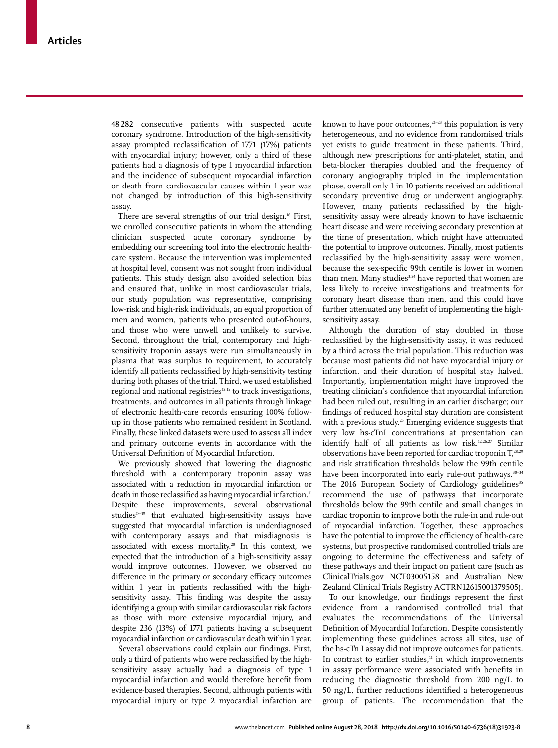48 282 consecutive patients with suspected acute coronary syndrome. Introduction of the high-sensitivity assay prompted reclassification of 1771 (17%) patients with myocardial injury; however, only a third of these patients had a diagnosis of type 1 myocardial infarction and the incidence of subsequent myocardial infarction or death from cardiovascular causes within 1 year was not changed by introduction of this high-sensitivity assay.

There are several strengths of our trial design.[16] First, we enrolled consecutive patients in whom the attending clinician suspected acute coronary syndrome by embedding our screening tool into the electronic health-care system. Because the intervention was implemented at hospital level, consent was not sought from individual patients. This study design also avoided selection bias and ensured that, unlike in most cardiovascular trials, our study population was representative, comprising low-risk and high-risk individuals, an equal proportion of men and women, patients who presented out-of-hours, and those who were unwell and unlikely to survive. Second, throughout the trial, contemporary and high-sensitivity troponin assays were run simultaneously in plasma that was surplus to requirement, to accurately identify all patients reclassified by high-sensitivity testing during both phases of the trial. Third, we used established regional and national registries[12,15] to track investigations, treatments, and outcomes in all patients through linkage of electronic health-care records ensuring 100% follow-up in those patients who remained resident in Scotland. Finally, these linked datasets were used to assess all index and primary outcome events in accordance with the Universal Definition of Myocardial Infarction.

We previously showed that lowering the diagnostic threshold with a contemporary troponin assay was associated with a reduction in myocardial infarction or death in those reclassified as having myocardial infarction.[11] Despite these improvements, several observational studies[17–19] that evaluated high-sensitivity assays have suggested that myocardial infarction is underdiagnosed with contemporary assays and that misdiagnosis is associated with excess mortality.[20] In this context, we expected that the introduction of a high-sensitivity assay would improve outcomes. However, we observed no difference in the primary or secondary efficacy outcomes within 1 year in patients reclassified with the high-sensitivity assay. This finding was despite the assay identifying a group with similar cardiovascular risk factors as those with more extensive myocardial injury, and despite 236 (13%) of 1771 patients having a subsequent myocardial infarction or cardiovascular death within 1 year.

Several observations could explain our findings. First, only a third of patients who were reclassified by the high-sensitivity assay actually had a diagnosis of type 1 myocardial infarction and would therefore benefit from evidence-based therapies. Second, although patients with myocardial injury or type 2 myocardial infarction are known to have poor outcomes,[21–23] this population is very heterogeneous, and no evidence from randomised trials yet exists to guide treatment in these patients. Third, although new prescriptions for anti-platelet, statin, and beta-blocker therapies doubled and the frequency of coronary angiography tripled in the implementation phase, overall only 1 in 10 patients received an additional secondary preventive drug or underwent angiography. However, many patients reclassified by the high-sensitivity assay were already known to have ischaemic heart disease and were receiving secondary prevention at the time of presentation, which might have attenuated the potential to improve outcomes. Finally, most patients reclassified by the high-sensitivity assay were women, because the sex-specific 99th centile is lower in women than men. Many studies[3,24] have reported that women are less likely to receive investigations and treatments for coronary heart disease than men, and this could have further attenuated any benefit of implementing the high-sensitivity assay.

Although the duration of stay doubled in those reclassified by the high-sensitivity assay, it was reduced by a third across the trial population. This reduction was because most patients did not have myocardial injury or infarction, and their duration of hospital stay halved. Importantly, implementation might have improved the treating clinician's confidence that myocardial infarction had been ruled out, resulting in an earlier discharge; our findings of reduced hospital stay duration are consistent with a previous study.[25] Emerging evidence suggests that very low hs-cTnI concentrations at presentation can identify half of all patients as low risk.[12,26,27] Similar observations have been reported for cardiac troponin T,[28,29] and risk stratification thresholds below the 99th centile have been incorporated into early rule-out pathways.[30–34] The 2016 European Society of Cardiology guidelines[35] recommend the use of pathways that incorporate thresholds below the 99th centile and small changes in cardiac troponin to improve both the rule-in and rule-out of myocardial infarction. Together, these approaches have the potential to improve the efficiency of health-care systems, but prospective randomised controlled trials are ongoing to determine the effectiveness and safety of these pathways and their impact on patient care (such as ClinicalTrials.gov NCT03005158 and Australian New Zealand Clinical Trials Registry ACTRN12615001379505).

To our knowledge, our findings represent the first evidence from a randomised controlled trial that evaluates the recommendations of the Universal Definition of Myocardial Infarction. Despite consistently implementing these guidelines across all sites, use of the hs-cTn I assay did not improve outcomes for patients. In contrast to earlier studies,[11] in which improvements in assay performance were associated with benefits in reducing the diagnostic threshold from 200 ng/L to 50 ng/L, further reductions identified a heterogeneous group of patients. The recommendation that the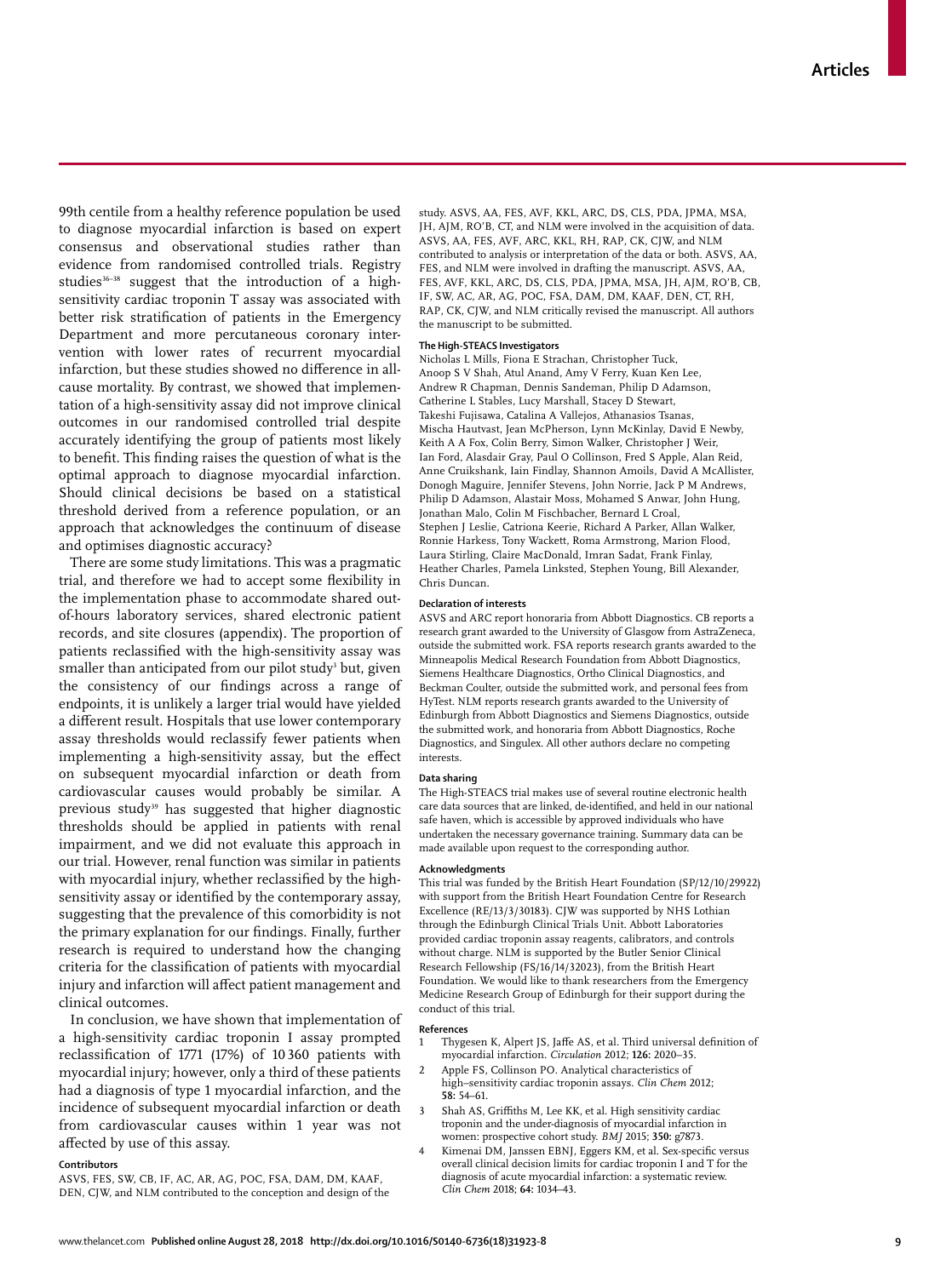99th centile from a healthy reference population be used to diagnose myocardial infarction is based on expert consensus and observational studies rather than evidence from randomised controlled trials. Registry studies[36–38] suggest that the introduction of a high-sensitivity cardiac troponin T assay was associated with better risk stratification of patients in the Emergency Department and more percutaneous coronary intervention with lower rates of recurrent myocardial infarction, but these studies showed no difference in all-cause mortality. By contrast, we showed that implementation of a high-sensitivity assay did not improve clinical outcomes in our randomised controlled trial despite accurately identifying the group of patients most likely to benefit. This finding raises the question of what is the optimal approach to diagnose myocardial infarction. Should clinical decisions be based on a statistical threshold derived from a reference population, or an approach that acknowledges the continuum of disease and optimises diagnostic accuracy?

There are some study limitations. This was a pragmatic trial, and therefore we had to accept some flexibility in the implementation phase to accommodate shared out-of-hours laboratory services, shared electronic patient records, and site closures (appendix). The proportion of patients reclassified with the high-sensitivity assay was smaller than anticipated from our pilot study[3] but, given the consistency of our findings across a range of endpoints, it is unlikely a larger trial would have yielded a different result. Hospitals that use lower contemporary assay thresholds would reclassify fewer patients when implementing a high-sensitivity assay, but the effect on subsequent myocardial infarction or death from cardiovascular causes would probably be similar. A previous study[39] has suggested that higher diagnostic thresholds should be applied in patients with renal impairment, and we did not evaluate this approach in our trial. However, renal function was similar in patients with myocardial injury, whether reclassified by the high-sensitivity assay or identified by the contemporary assay, suggesting that the prevalence of this comorbidity is not the primary explanation for our findings. Finally, further research is required to understand how the changing criteria for the classification of patients with myocardial injury and infarction will affect patient management and clinical outcomes.

In conclusion, we have shown that implementation of a high-sensitivity cardiac troponin I assay prompted reclassification of 1771 (17%) of 10 360 patients with myocardial injury; however, only a third of these patients had a diagnosis of type 1 myocardial infarction, and the incidence of subsequent myocardial infarction or death from cardiovascular causes within 1 year was not affected by use of this assay.

#### Contributors

ASVS, FES, SW, CB, IF, AC, AR, AG, POC, FSA, DAM, DM, KAAF, DEN, CJW, and NLM contributed to the conception and design of the study. ASVS, AA, FES, AVF, KKL, ARC, DS, CLS, PDA, JPMA, MSA, JH, AJM, RO'B, CT, and NLM were involved in the acquisition of data. ASVS, AA, FES, AVF, ARC, KKL, RH, RAP, CK, CJW, and NLM contributed to analysis or interpretation of the data or both. ASVS, AA, FES, and NLM were involved in drafting the manuscript. ASVS, AA, FES, AVF, KKL, ARC, DS, CLS, PDA, JPMA, MSA, JH, AJM, RO'B, CB, IF, SW, AC, AR, AG, POC, FSA, DAM, DM, KAAF, DEN, CT, RH, RAP, CK, CJW, and NLM critically revised the manuscript. All authors approved the manuscript to be submitted.

#### The High-STEACS Investigators

Nicholas L Mills, Fiona E Strachan, Christopher Tuck, Anoop S V Shah, Atul Anand, Amy V Ferry, Kuan Ken Lee, Andrew R Chapman, Dennis Sandeman, Philip D Adamson, Catherine L Stables, Lucy Marshall, Stacey D Stewart, Takeshi Fujisawa, Catalina A Vallejos, Athanasios Tsanas, Mischa Hautvast, Jean McPherson, Lynn McKinlay, David E Newby, Keith A A Fox, Colin Berry, Simon Walker, Christopher J Weir, Ian Ford, Alasdair Gray, Paul O Collinson, Fred S Apple, Alan Reid, Anne Cruikshank, Iain Findlay, Shannon Amoils, David A McAllister, Donogh Maguire, Jennifer Stevens, John Norrie, Jack P M Andrews, Philip D Adamson, Alastair Moss, Mohamed S Anwar, John Hung, Jonathan Malo, Colin M Fischbacher, Bernard L Croal, Stephen J Leslie, Catriona Keerie, Richard A Parker, Allan Walker, Ronnie Harkess, Tony Wackett, Roma Armstrong, Marion Flood, Laura Stirling, Claire MacDonald, Imran Sadat, Frank Finlay, Heather Charles, Pamela Linksted, Stephen Young, Bill Alexander, Chris Duncan.

#### Declaration of interests

ASVS and ARC report honoraria from Abbott Diagnostics. CB reports a research grant awarded to the University of Glasgow from AstraZeneca, outside the submitted work. FSA reports research grants awarded to the Minneapolis Medical Research Foundation from Abbott Diagnostics, Siemens Healthcare Diagnostics, Ortho Clinical Diagnostics, and Beckman Coulter, outside the submitted work, and personal fees from HyTest. NLM reports research grants awarded to the University of Edinburgh from Abbott Diagnostics and Siemens Diagnostics, outside the submitted work, and honoraria from Abbott Diagnostics, Roche Diagnostics, and Singulex. All other authors declare no competing interests.

#### Data sharing

The High-STEACS trial makes use of several routine electronic health care data sources that are linked, de-identified, and held in our national safe haven, which is accessible by approved individuals who have undertaken the necessary governance training. Summary data can be made available upon request to the corresponding author.

#### Acknowledgments

This trial was funded by the British Heart Foundation (SP/12/10/29922) with support from the British Heart Foundation Centre for Research Excellence (RE/13/3/30183). CJW was supported by NHS Lothian through the Edinburgh Clinical Trials Unit. Abbott Laboratories provided cardiac troponin assay reagents, calibrators, and controls without charge. NLM is supported by the Butler Senior Clinical Research Fellowship (FS/16/14/32023), from the British Heart Foundation. We would like to thank researchers from the Emergency Medicine Research Group of Edinburgh for their support during the conduct of this trial.

#### References

1. Thygesen K, Alpert JS, Jaffe AS, et al. Third universal definition of myocardial infarction. *Circulation* 2012; **126:** 2020–35.
2. Apple FS, Collinson PO. Analytical characteristics of high–sensitivity cardiac troponin assays. *Clin Chem* 2012; **58:** 54–61.
3. Shah AS, Griffiths M, Lee KK, et al. High sensitivity cardiac troponin and the under-diagnosis of myocardial infarction in women: prospective cohort study. *BMJ* 2015; **350:** g7873.
4. Kimenai DM, Janssen EBNJ, Eggers KM, et al. Sex-specific versus overall clinical decision limits for cardiac troponin I and T for the diagnosis of acute myocardial infarction: a systematic review. *Clin Chem* 2018; **64:** 1034–43.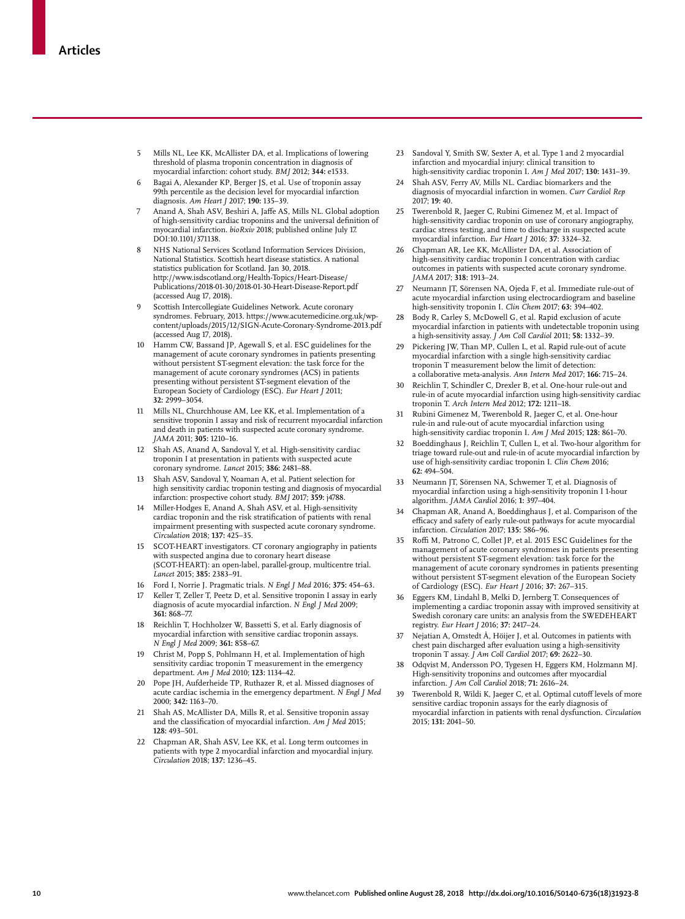5 Mills NL, Lee KK, McAllister DA, et al. Implications of lowering threshold of plasma troponin concentration in diagnosis of myocardial infarction: cohort study. *BMJ* 2012; **344:** e1533.

6 Bagai A, Alexander KP, Berger JS, et al. Use of troponin assay 99th percentile as the decision level for myocardial infarction diagnosis. *Am Heart J* 2017; **190:** 135–39.

7 Anand A, Shah ASV, Beshiri A, Jaffe AS, Mills NL. Global adoption of high-sensitivity cardiac troponins and the universal definition of myocardial infarction. *bioRxiv* 2018; published online July 17. DOI:10.1101/371138.

8 NHS National Services Scotland Information Services Division, National Statistics. Scottish heart disease statistics. A national statistics publication for Scotland. Jan 30, 2018. http://www.isdscotland.org/Health-Topics/Heart-Disease/Publications/2018-01-30/2018-01-30-Heart-Disease-Report.pdf (accessed Aug 17, 2018).

9 Scottish Intercollegiate Guidelines Network. Acute coronary syndromes. February, 2013. https://www.acutemedicine.org.uk/wp-content/uploads/2015/12/SIGN-Acute-Coronary-Syndrome-2013.pdf (accessed Aug 17, 2018).

10 Hamm CW, Bassand JP, Agewall S, et al. ESC guidelines for the management of acute coronary syndromes in patients presenting without persistent ST-segment elevation: the task force for the management of acute coronary syndromes (ACS) in patients presenting without persistent ST-segment elevation of the European Society of Cardiology (ESC). *Eur Heart J* 2011; **32:** 2999–3054.

11 Mills NL, Churchhouse AM, Lee KK, et al. Implementation of a sensitive troponin I assay and risk of recurrent myocardial infarction and death in patients with suspected acute coronary syndrome. *JAMA* 2011; **305:** 1210–16.

12 Shah AS, Anand A, Sandoval Y, et al. High-sensitivity cardiac troponin I at presentation in patients with suspected acute coronary syndrome. *Lancet* 2015; **386:** 2481–88.

13 Shah ASV, Sandoval Y, Noaman A, et al. Patient selection for high sensitivity cardiac troponin testing and diagnosis of myocardial infarction: prospective cohort study. *BMJ* 2017; **359:** j4788.

14 Miller-Hodges E, Anand A, Shah ASV, et al. High-sensitivity cardiac troponin and the risk stratification of patients with renal impairment presenting with suspected acute coronary syndrome. *Circulation* 2018; **137:** 425–35.

15 SCOT-HEART investigators. CT coronary angiography in patients with suspected angina due to coronary heart disease (SCOT-HEART): an open-label, parallel-group, multicentre trial. *Lancet* 2015; **385:** 2383–91.

16 Ford I, Norrie J. Pragmatic trials. *N Engl J Med* 2016; **375:** 454–63.

17 Keller T, Zeller T, Peetz D, et al. Sensitive troponin I assay in early diagnosis of acute myocardial infarction. *N Engl J Med* 2009; **361:** 868–77.

18 Reichlin T, Hochholzer W, Bassetti S, et al. Early diagnosis of myocardial infarction with sensitive cardiac troponin assays. *N Engl J Med* 2009; **361:** 858–67.

19 Christ M, Popp S, Pohlmann H, et al. Implementation of high sensitivity cardiac troponin T measurement in the emergency department. *Am J Med* 2010; **123:** 1134–42.

20 Pope JH, Aufderheide TP, Ruthazer R, et al. Missed diagnoses of acute cardiac ischemia in the emergency department. *N Engl J Med* 2000; **342:** 1163–70.

21 Shah AS, McAllister DA, Mills R, et al. Sensitive troponin assay and the classification of myocardial infarction. *Am J Med* 2015; **128:** 493–501.

22 Chapman AR, Shah ASV, Lee KK, et al. Long term outcomes in patients with type 2 myocardial infarction and myocardial injury. *Circulation* 2018; **137:** 1236–45.

23 Sandoval Y, Smith SW, Sexter A, et al. Type 1 and 2 myocardial infarction and myocardial injury: clinical transition to high-sensitivity cardiac troponin I. *Am J Med* 2017; **130:** 1431–39.

24 Shah ASV, Ferry AV, Mills NL. Cardiac biomarkers and the diagnosis of myocardial infarction in women. *Curr Cardiol Rep* 2017; **19:** 40.

25 Twerenbold R, Jaeger C, Rubini Gimenez M, et al. Impact of high-sensitivity cardiac troponin on use of coronary angiography, cardiac stress testing, and time to discharge in suspected acute myocardial infarction. *Eur Heart J* 2016; **37:** 3324–32.

26 Chapman AR, Lee KK, McAllister DA, et al. Association of high-sensitivity cardiac troponin I concentration with cardiac outcomes in patients with suspected acute coronary syndrome. *JAMA* 2017; **318:** 1913–24.

27 Neumann JT, Sörensen NA, Ojeda F, et al. Immediate rule-out of acute myocardial infarction using electrocardiogram and baseline high-sensitivity troponin I. *Clin Chem* 2017; **63:** 394–402.

28 Body R, Carley S, McDowell G, et al. Rapid exclusion of acute myocardial infarction in patients with undetectable troponin using a high-sensitivity assay. *J Am Coll Cardiol* 2011; **58:** 1332–39.

29 Pickering JW, Than MP, Cullen L, et al. Rapid rule-out of acute myocardial infarction with a single high-sensitivity cardiac troponin T measurement below the limit of detection: a collaborative meta-analysis. *Ann Intern Med* 2017; **166:** 715–24.

30 Reichlin T, Schindler C, Drexler B, et al. One-hour rule-out and rule-in of acute myocardial infarction using high-sensitivity cardiac troponin T. *Arch Intern Med* 2012; **172:** 1211–18.

31 Rubini Gimenez M, Twerenbold R, Jaeger C, et al. One-hour rule-in and rule-out of acute myocardial infarction using high-sensitivity cardiac troponin I. *Am J Med* 2015; **128:** 861–70.

32 Boeddinghaus J, Reichlin T, Cullen L, et al. Two-hour algorithm for triage toward rule-out and rule-in of acute myocardial infarction by use of high-sensitivity cardiac troponin I. *Clin Chem* 2016; **62:** 494–504.

33 Neumann JT, Sörensen NA, Schwemer T, et al. Diagnosis of myocardial infarction using a high-sensitivity troponin I 1-hour algorithm. *JAMA Cardiol* 2016; **1:** 397–404.

34 Chapman AR, Anand A, Boeddinghaus J, et al. Comparison of the efficacy and safety of early rule-out pathways for acute myocardial infarction. *Circulation* 2017; **135:** 586–96.

35 Roffi M, Patrono C, Collet JP, et al. 2015 ESC Guidelines for the management of acute coronary syndromes in patients presenting without persistent ST-segment elevation: task force for the management of acute coronary syndromes in patients presenting without persistent ST-segment elevation of the European Society of Cardiology (ESC). *Eur Heart J* 2016; **37:** 267–315.

36 Eggers KM, Lindahl B, Melki D, Jernberg T. Consequences of implementing a cardiac troponin assay with improved sensitivity at Swedish coronary care units: an analysis from the SWEDEHEART registry. *Eur Heart J* 2016; **37:** 2417–24.

37 Nejatian A, Omstedt Å, Höijer J, et al. Outcomes in patients with chest pain discharged after evaluation using a high-sensitivity troponin T assay. *J Am Coll Cardiol* 2017; **69:** 2622–30.

38 Odqvist M, Andersson PO, Tygesen H, Eggers KM, Holzmann MJ. High-sensitivity troponins and outcomes after myocardial infarction. *J Am Coll Cardiol* 2018; **71:** 2616–24.

39 Twerenbold R, Wildi K, Jaeger C, et al. Optimal cutoff levels of more sensitive cardiac troponin assays for the early diagnosis of myocardial infarction in patients with renal dysfunction. *Circulation* 2015; **131:** 2041–50.